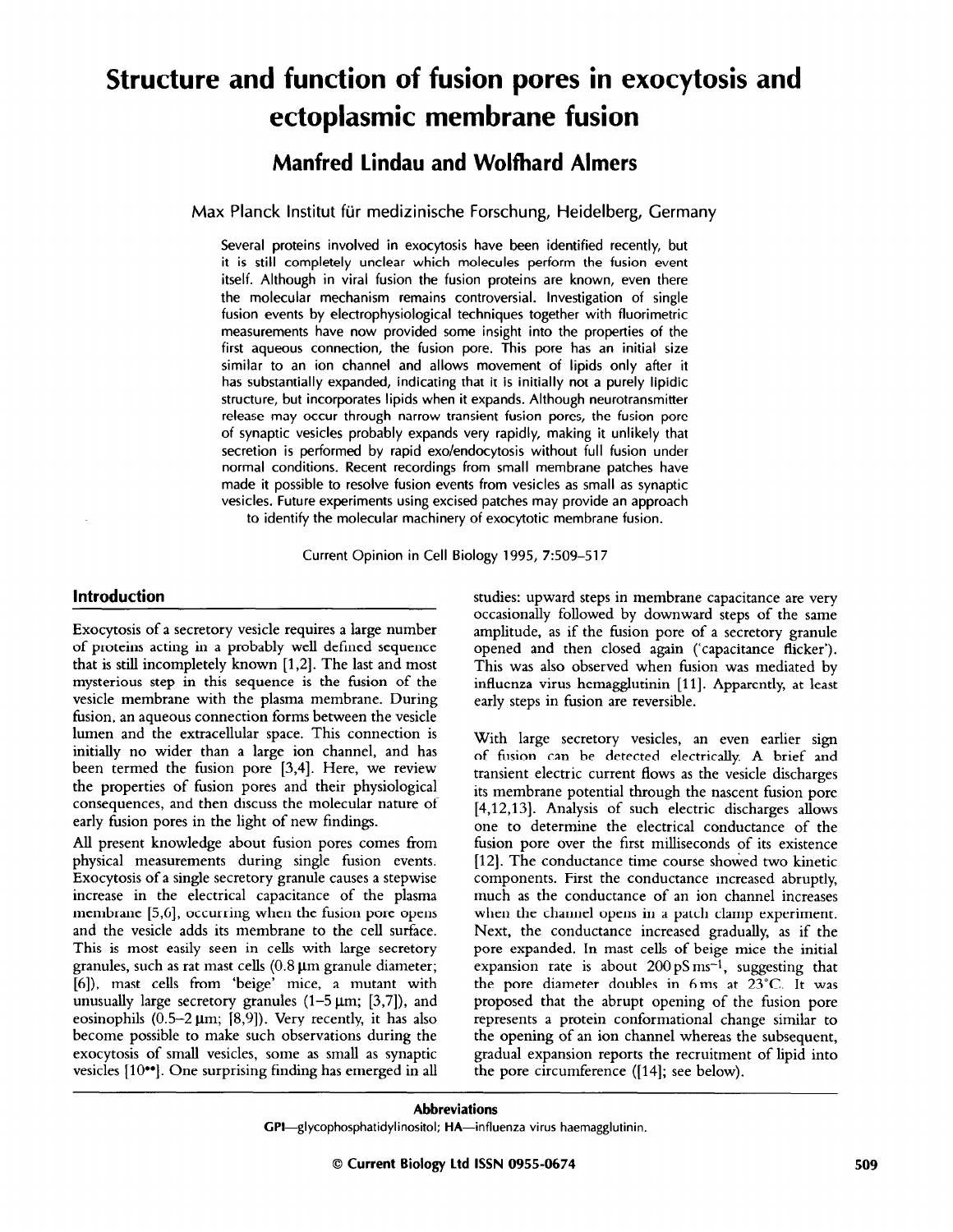# Structure and function of fusion pores in exocytosis and ectoplasmic membrane fusion

## Manfred Lindau and Wolfhard Almers

Max Planck Institut für medizinische Forschung, Heidelberg, Germany

Several proteins involved in exocytosis have been identified recently, but it is still completely unclear which molecules perform the fusion event itself. Although in viral fusion the fusion proteins are known, even there the molecular mechanism remains controversial. Investigation of single fusion events by electrophysiological techniques together with fluorimetric measurements have now provided some insight into the properties of the first aqueous connection, the fusion pore. This pore has an initial size similar to an ion channel and allows movement of lipids only after it has substantially expanded, indicating that it is initially not a purely lipidic structure, but incorporates lipids when it expands. Although neurotransmitter release may occur through narrow transient fusion pores, the fusion pore of synaptic vesicles probably expands very rapidly, making it unlikely that secretion is performed by rapid exo/endocytosis without full fusion under normal conditions. Recent recordings from small membrane patches have made it possible to resolve fusion events from vesicles as small as synaptic vesicles. Future experiments using excised patches may provide an approach to identify the molecular machinery of exocytotic membrane fusion.

Current Opinion in Cell Biology 1995, 7:509–517

## Introduction

Exocytosis of a secretory vesicle requires a large number of proteins acting in a probably well defined sequence that is still incompletely known [1,2]. The last and most mysterious step in this sequence is the fusion of the vesicle membrane with the plasma membrane. During fusion, an aqueous connection forms between the vesicle lumen and the extracellular space. This connection is initially no wider than a large ion channel, and has been termed the fusion pore [3,4]. Here, we review the properties of fusion pores and their physiological consequences, and then discuss the molecular nature of early fusion pores in the light of new findings.

All present knowledge about fusion pores comes from physical measurements during single fusion events. Exocytosis of a single secretory granule causes a stepwise increase in the electrical capacitance of the plasma membrane [5,6], occurring when the fusion pore opens and the vesicle adds its membrane to the cell surface. This is most easily seen in cells with large secretory granules, such as rat mast cells (0.8 μm granule diameter; [6]), mast cells from 'beige' mice, a mutant with unusually large secretory granules (1–5 μm; [3,7]), and eosinophils (0.5–2 μm; [8,9]). Very recently, it has also become possible to make such observations during the exocytosis of small vesicles, some as small as synaptic vesicles [10••]. One surprising finding has emerged in all studies: upward steps in membrane capacitance are very occasionally followed by downward steps of the same amplitude, as if the fusion pore of a secretory granule opened and then closed again ('capacitance flicker'). This was also observed when fusion was mediated by influenza virus hemagglutinin [11]. Apparently, at least early steps in fusion are reversible.

With large secretory vesicles, an even earlier sign of fusion can be detected electrically. A brief and transient electric current flows as the vesicle discharges its membrane potential through the nascent fusion pore [4,12,13]. Analysis of such electric discharges allows one to determine the electrical conductance of the fusion pore over the first milliseconds of its existence [12]. The conductance time course showed two kinetic components. First the conductance increased abruptly, much as the conductance of an ion channel increases when the channel opens in a patch clamp experiment. Next, the conductance increased gradually, as if the pore expanded. In mast cells of beige mice the initial expansion rate is about 200 pS ms$^{-1}$, suggesting that the pore diameter doubles in 6 ms at 23°C. It was proposed that the abrupt opening of the fusion pore represents a protein conformational change similar to the opening of an ion channel whereas the subsequent, gradual expansion reports the recruitment of lipid into the pore circumference ([14]; see below).

**Abbreviations**
**GPI**—glycophosphatidylinositol; **HA**—influenza virus haemagglutinin.

© Current Biology Ltd ISSN 0955-0674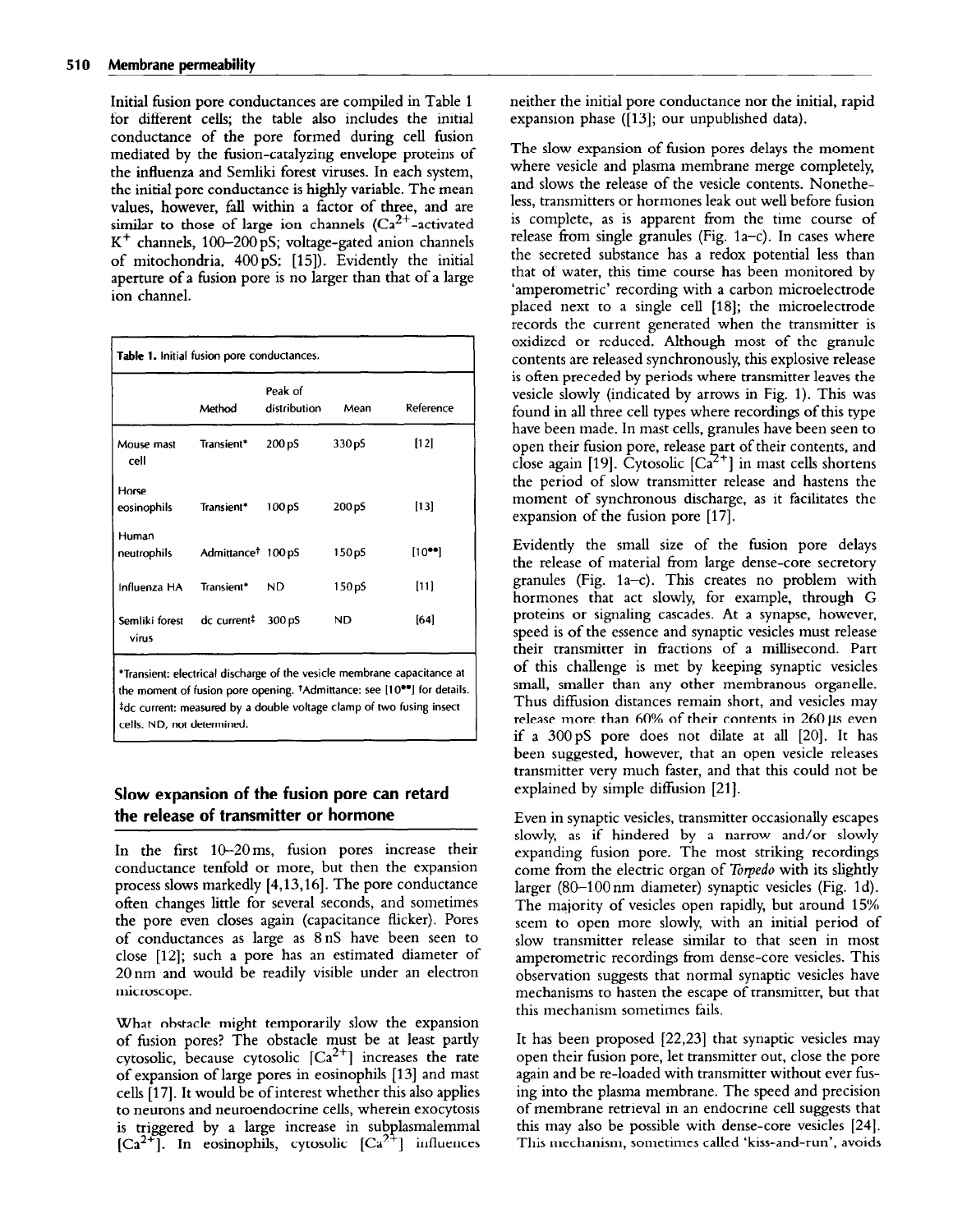Initial fusion pore conductances are compiled in Table 1 for different cells; the table also includes the initial conductance of the pore formed during cell fusion mediated by the fusion-catalyzing envelope proteins of the influenza and Semliki forest viruses. In each system, the initial pore conductance is highly variable. The mean values, however, fall within a factor of three, and are similar to those of large ion channels ($Ca^{2+}$-activated $K^+$ channels, 100–200 pS; voltage-gated anion channels of mitochondria, 400 pS; [15]). Evidently the initial aperture of a fusion pore is no larger than that of a large ion channel.

**Table 1.** Initial fusion pore conductances.

| | Method | Peak of distribution | Mean | Reference |
|---|---|---|---|---|
| Mouse mast cell | Transient* | 200 pS | 330 pS | [12] |
| Horse eosinophils | Transient* | 100 pS | 200 pS | [13] |
| Human neutrophils | Admittance† | 100 pS | 150 pS | [10••] |
| Influenza HA | Transient* | ND | 150 pS | [11] |
| Semliki forest virus | dc current‡ | 300 pS | ND | [64] |

*Transient: electrical discharge of the vesicle membrane capacitance at the moment of fusion pore opening. †Admittance: see [10••] for details. ‡dc current: measured by a double voltage clamp of two fusing insect cells. ND, not determined.

## Slow expansion of the fusion pore can retard the release of transmitter or hormone

In the first 10–20 ms, fusion pores increase their conductance tenfold or more, but then the expansion process slows markedly [4,13,16]. The pore conductance often changes little for several seconds, and sometimes the pore even closes again (capacitance flicker). Pores of conductances as large as 8 nS have been seen to close [12]; such a pore has an estimated diameter of 20 nm and would be readily visible under an electron microscope.

What obstacle might temporarily slow the expansion of fusion pores? The obstacle must be at least partly cytosolic, because cytosolic [$Ca^{2+}$] increases the rate of expansion of large pores in eosinophils [13] and mast cells [17]. It would be of interest whether this also applies to neurons and neuroendocrine cells, wherein exocytosis is triggered by a large increase in subplasmalemmal [$Ca^{2+}$]. In eosinophils, cytosolic [$Ca^{2+}$] influences neither the initial pore conductance nor the initial, rapid expansion phase ([13]; our unpublished data).

The slow expansion of fusion pores delays the moment where vesicle and plasma membrane merge completely, and slows the release of the vesicle contents. Nonetheless, transmitters or hormones leak out well before fusion is complete, as is apparent from the time course of release from single granules (Fig. 1a–c). In cases where the secreted substance has a redox potential less than that of water, this time course has been monitored by 'amperometric' recording with a carbon microelectrode placed next to a single cell [18]; the microelectrode records the current generated when the transmitter is oxidized or reduced. Although most of the granule contents are released synchronously, this explosive release is often preceded by periods where transmitter leaves the vesicle slowly (indicated by arrows in Fig. 1). This was found in all three cell types where recordings of this type have been made. In mast cells, granules have been seen to open their fusion pore, release part of their contents, and close again [19]. Cytosolic [$Ca^{2+}$] in mast cells shortens the period of slow transmitter release and hastens the moment of synchronous discharge, as it facilitates the expansion of the fusion pore [17].

Evidently the small size of the fusion pore delays the release of material from large dense-core secretory granules (Fig. 1a–c). This creates no problem with hormones that act slowly, for example, through G proteins or signaling cascades. At a synapse, however, speed is of the essence and synaptic vesicles must release their transmitter in fractions of a millisecond. Part of this challenge is met by keeping synaptic vesicles small, smaller than any other membranous organelle. Thus diffusion distances remain short, and vesicles may release more than 60% of their contents in 260 μs even if a 300 pS pore does not dilate at all [20]. It has been suggested, however, that an open vesicle releases transmitter very much faster, and that this could not be explained by simple diffusion [21].

Even in synaptic vesicles, transmitter occasionally escapes slowly, as if hindered by a narrow and/or slowly expanding fusion pore. The most striking recordings come from the electric organ of *Torpedo* with its slightly larger (80–100 nm diameter) synaptic vesicles (Fig. 1d). The majority of vesicles open rapidly, but around 15% seem to open more slowly, with an initial period of slow transmitter release similar to that seen in most amperometric recordings from dense-core vesicles. This observation suggests that normal synaptic vesicles have mechanisms to hasten the escape of transmitter, but that this mechanism sometimes fails.

It has been proposed [22,23] that synaptic vesicles may open their fusion pore, let transmitter out, close the pore again and be re-loaded with transmitter without ever fusing into the plasma membrane. The speed and precision of membrane retrieval in an endocrine cell suggests that this may also be possible with dense-core vesicles [24]. This mechanism, sometimes called 'kiss-and-run', avoids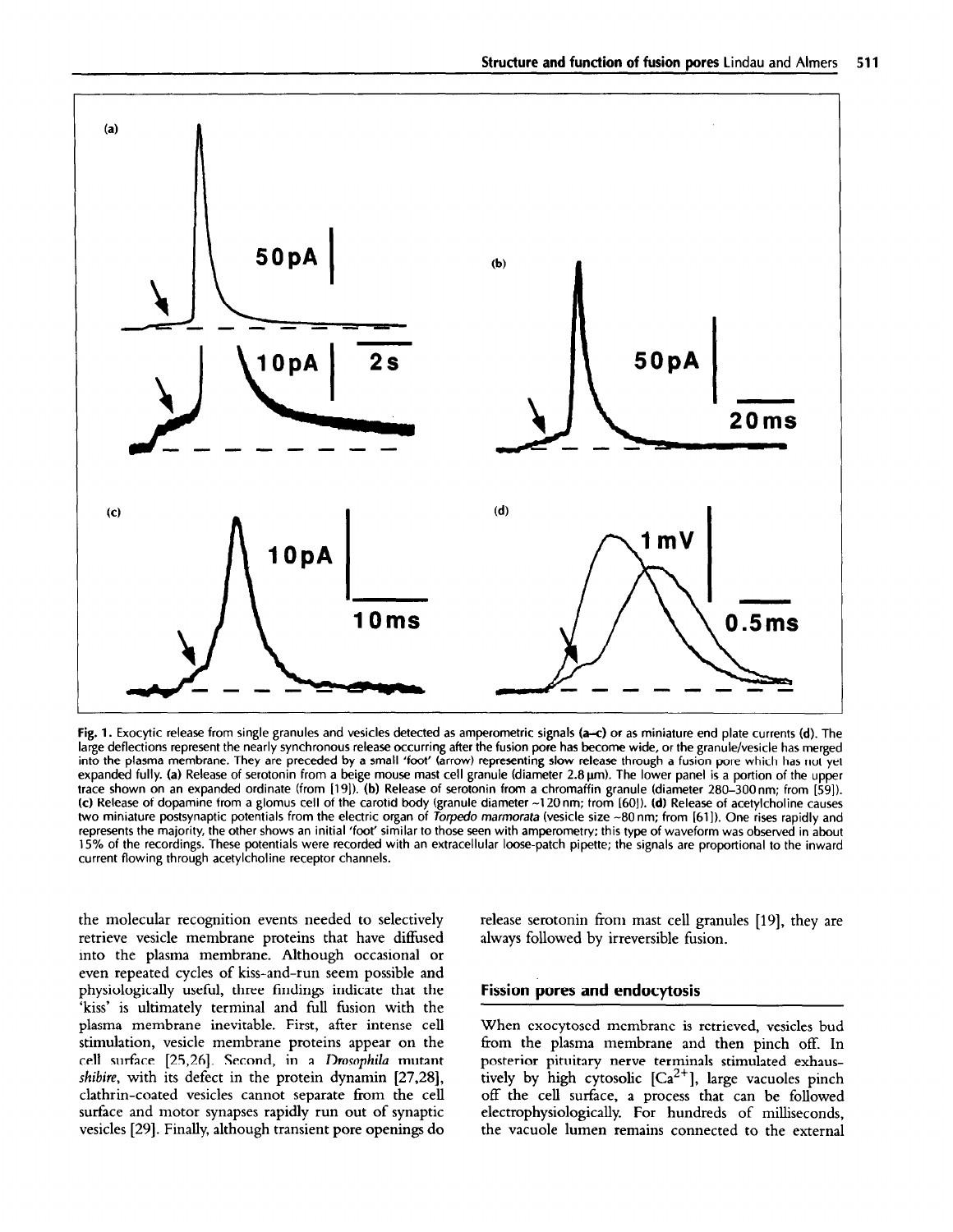Fig. 1. Exocytic release from single granules and vesicles detected as amperometric signals (a–c) or as miniature end plate currents (d). The large deflections represent the nearly synchronous release occurring after the fusion pore has become wide, or the granule/vesicle has merged into the plasma membrane. They are preceded by a small 'foot' (arrow) representing slow release through a fusion pore which has not yet expanded fully. (a) Release of serotonin from a beige mouse mast cell granule (diameter 2.8 μm). The lower panel is a portion of the upper trace shown on an expanded ordinate (from [19]). (b) Release of serotonin from a chromaffin granule (diameter 280–300 nm; from [59]). (c) Release of dopamine from a glomus cell of the carotid body (granule diameter ~120 nm; from [60]). (d) Release of acetylcholine causes two miniature postsynaptic potentials from the electric organ of *Torpedo marmorata* (vesicle size ~80 nm; from [61]). One rises rapidly and represents the majority, the other shows an initial 'foot' similar to those seen with amperometry; this type of waveform was observed in about 15% of the recordings. These potentials were recorded with an extracellular loose-patch pipette; the signals are proportional to the inward current flowing through acetylcholine receptor channels.

the molecular recognition events needed to selectively retrieve vesicle membrane proteins that have diffused into the plasma membrane. Although occasional or even repeated cycles of kiss-and-run seem possible and physiologically useful, three findings indicate that the 'kiss' is ultimately terminal and full fusion with the plasma membrane inevitable. First, after intense cell stimulation, vesicle membrane proteins appear on the cell surface [25,26]. Second, in a *Drosophila* mutant *shibire*, with its defect in the protein dynamin [27,28], clathrin-coated vesicles cannot separate from the cell surface and motor synapses rapidly run out of synaptic vesicles [29]. Finally, although transient pore openings do release serotonin from mast cell granules [19], they are always followed by irreversible fusion.

## Fission pores and endocytosis

When exocytosed membrane is retrieved, vesicles bud from the plasma membrane and then pinch off. In posterior pituitary nerve terminals stimulated exhaustively by high cytosolic [$Ca^{2+}$], large vacuoles pinch off the cell surface, a process that can be followed electrophysiologically. For hundreds of milliseconds, the vacuole lumen remains connected to the external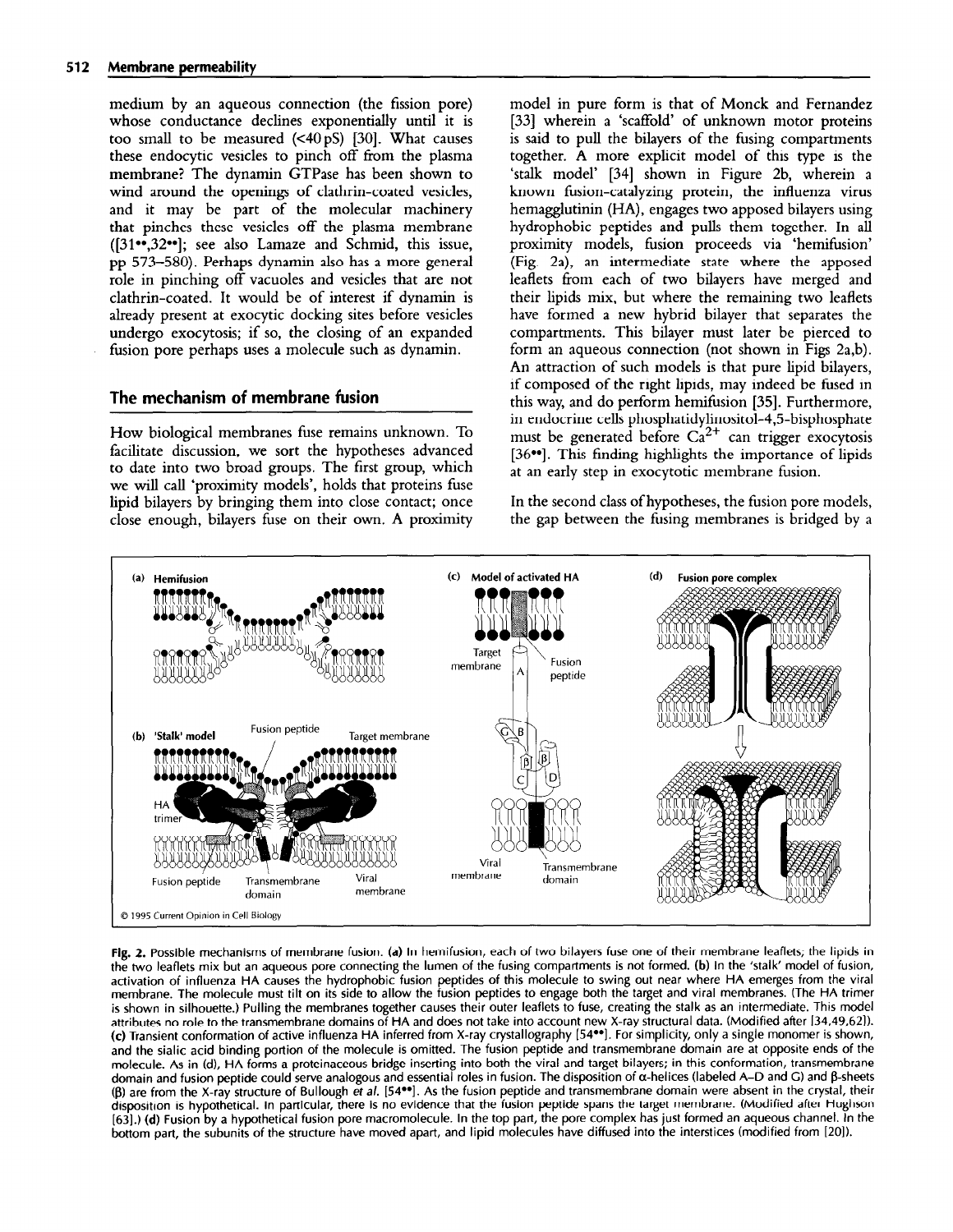medium by an aqueous connection (the fission pore) whose conductance declines exponentially until it is too small to be measured (<40 pS) [30]. What causes these endocytic vesicles to pinch off from the plasma membrane? The dynamin GTPase has been shown to wind around the openings of clathrin-coated vesicles, and it may be part of the molecular machinery that pinches these vesicles off the plasma membrane ([31••,32••]; see also Lamaze and Schmid, this issue, pp 573–580). Perhaps dynamin also has a more general role in pinching off vacuoles and vesicles that are not clathrin-coated. It would be of interest if dynamin is already present at exocytic docking sites before vesicles undergo exocytosis; if so, the closing of an expanded fusion pore perhaps uses a molecule such as dynamin.

## The mechanism of membrane fusion

How biological membranes fuse remains unknown. To facilitate discussion, we sort the hypotheses advanced to date into two broad groups. The first group, which we will call 'proximity models', holds that proteins fuse lipid bilayers by bringing them into close contact; once close enough, bilayers fuse on their own. A proximity model in pure form is that of Monck and Fernandez [33] wherein a 'scaffold' of unknown motor proteins is said to pull the bilayers of the fusing compartments together. A more explicit model of this type is the 'stalk model' [34] shown in Figure 2b, wherein a known fusion-catalyzing protein, the influenza virus hemagglutinin (HA), engages two apposed bilayers using hydrophobic peptides and pulls them together. In all proximity models, fusion proceeds via 'hemifusion' (Fig. 2a), an intermediate state where the apposed leaflets from each of two bilayers have merged and their lipids mix, but where the remaining two leaflets have formed a new hybrid bilayer that separates the compartments. This bilayer must later be pierced to form an aqueous connection (not shown in Figs 2a,b). An attraction of such models is that pure lipid bilayers, if composed of the right lipids, may indeed be fused in this way, and do perform hemifusion [35]. Furthermore, in endocrine cells phosphatidylinositol-4,5-bisphosphate must be generated before $Ca^{2+}$ can trigger exocytosis [36••]. This finding highlights the importance of lipids at an early step in exocytotic membrane fusion.

In the second class of hypotheses, the fusion pore models, the gap between the fusing membranes is bridged by a

**Fig. 2.** Possible mechanisms of membrane fusion. **(a)** In hemifusion, each of two bilayers fuse one of their membrane leaflets; the lipids in the two leaflets mix but an aqueous pore connecting the lumen of the fusing compartments is not formed. **(b)** In the 'stalk' model of fusion, activation of influenza HA causes the hydrophobic fusion peptides of this molecule to swing out near where HA emerges from the viral membrane. The molecule must tilt on its side to allow the fusion peptides to engage both the target and viral membranes. (The HA trimer is shown in silhouette.) Pulling the membranes together causes their outer leaflets to fuse, creating the stalk as an intermediate. This model attributes no role to the transmembrane domains of HA and does not take into account new X-ray structural data. (Modified after [34,49,62]). **(c)** Transient conformation of active influenza HA inferred from X-ray crystallography [54••]. For simplicity, only a single monomer is shown, and the sialic acid binding portion of the molecule is omitted. The fusion peptide and transmembrane domain are at opposite ends of the molecule. As in (d), HA forms a proteinaceous bridge inserting into both the viral and target bilayers; in this conformation, transmembrane domain and fusion peptide could serve analogous and essential roles in fusion. The disposition of α-helices (labeled A–D and G) and β-sheets (β) are from the X-ray structure of Bullough *et al.* [54••]. As the fusion peptide and transmembrane domain were absent in the crystal, their disposition is hypothetical. In particular, there is no evidence that the fusion peptide spans the target membrane. (Modified after Hughson [63].) **(d)** Fusion by a hypothetical fusion pore macromolecule. In the top part, the pore complex has just formed an aqueous channel. In the bottom part, the subunits of the structure have moved apart, and lipid molecules have diffused into the interstices (modified from [20]).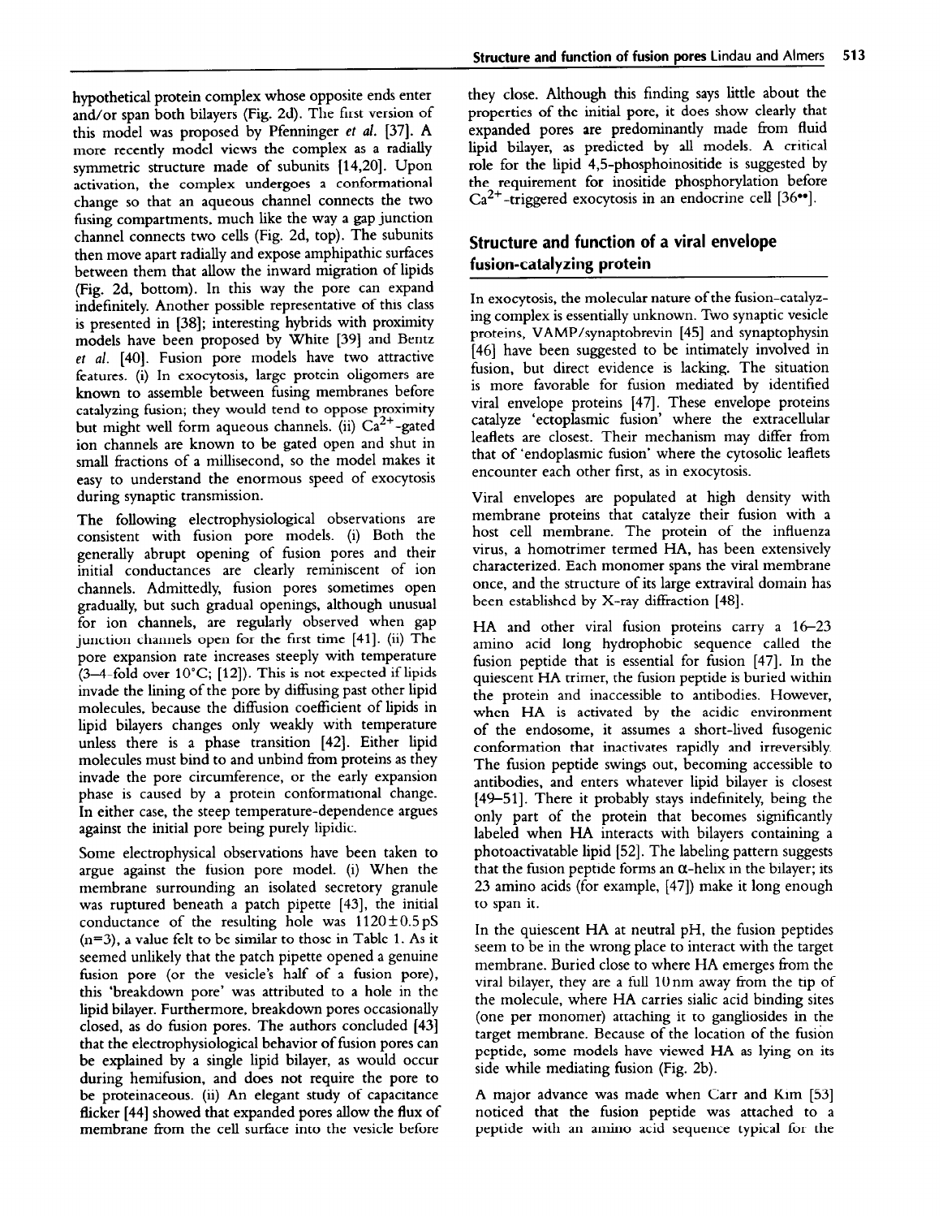hypothetical protein complex whose opposite ends enter and/or span both bilayers (Fig. 2d). The first version of this model was proposed by Pfenninger *et al.* [37]. A more recently model views the complex as a radially symmetric structure made of subunits [14,20]. Upon activation, the complex undergoes a conformational change so that an aqueous channel connects the two fusing compartments, much like the way a gap junction channel connects two cells (Fig. 2d, top). The subunits then move apart radially and expose amphipathic surfaces between them that allow the inward migration of lipids (Fig. 2d, bottom). In this way the pore can expand indefinitely. Another possible representative of this class is presented in [38]; interesting hybrids with proximity models have been proposed by White [39] and Bentz *et al.* [40]. Fusion pore models have two attractive features. (i) In exocytosis, large protein oligomers are known to assemble between fusing membranes before catalyzing fusion; they would tend to oppose proximity but might well form aqueous channels. (ii) $Ca^{2+}$-gated ion channels are known to be gated open and shut in small fractions of a millisecond, so the model makes it easy to understand the enormous speed of exocytosis during synaptic transmission.

The following electrophysiological observations are consistent with fusion pore models. (i) Both the generally abrupt opening of fusion pores and their initial conductances are clearly reminiscent of ion channels. Admittedly, fusion pores sometimes open gradually, but such gradual openings, although unusual for ion channels, are regularly observed when gap junction channels open for the first time [41]. (ii) The pore expansion rate increases steeply with temperature (3–4-fold over 10°C; [12]). This is not expected if lipids invade the lining of the pore by diffusing past other lipid molecules, because the diffusion coefficient of lipids in lipid bilayers changes only weakly with temperature unless there is a phase transition [42]. Either lipid molecules must bind to and unbind from proteins as they invade the pore circumference, or the early expansion phase is caused by a protein conformational change. In either case, the steep temperature-dependence argues against the initial pore being purely lipidic.

Some electrophysical observations have been taken to argue against the fusion pore model. (i) When the membrane surrounding an isolated secretory granule was ruptured beneath a patch pipette [43], the initial conductance of the resulting hole was 1120±0.5pS (n=3), a value felt to be similar to those in Table 1. As it seemed unlikely that the patch pipette opened a genuine fusion pore (or the vesicle's half of a fusion pore), this 'breakdown pore' was attributed to a hole in the lipid bilayer. Furthermore, breakdown pores occasionally closed, as do fusion pores. The authors concluded [43] that the electrophysiological behavior of fusion pores can be explained by a single lipid bilayer, as would occur during hemifusion, and does not require the pore to be proteinaceous. (ii) An elegant study of capacitance flicker [44] showed that expanded pores allow the flux of membrane from the cell surface into the vesicle before they close. Although this finding says little about the properties of the initial pore, it does show clearly that expanded pores are predominantly made from fluid lipid bilayer, as predicted by all models. A critical role for the lipid 4,5-phosphoinositide is suggested by the requirement for inositide phosphorylation before $Ca^{2+}$-triggered exocytosis in an endocrine cell [36••].

## Structure and function of a viral envelope fusion-catalyzing protein

In exocytosis, the molecular nature of the fusion-catalyzing complex is essentially unknown. Two synaptic vesicle proteins, VAMP/synaptobrevin [45] and synaptophysin [46] have been suggested to be intimately involved in fusion, but direct evidence is lacking. The situation is more favorable for fusion mediated by identified viral envelope proteins [47]. These envelope proteins catalyze 'ectoplasmic fusion' where the extracellular leaflets are closest. Their mechanism may differ from that of 'endoplasmic fusion' where the cytosolic leaflets encounter each other first, as in exocytosis.

Viral envelopes are populated at high density with membrane proteins that catalyze their fusion with a host cell membrane. The protein of the influenza virus, a homotrimer termed HA, has been extensively characterized. Each monomer spans the viral membrane once, and the structure of its large extraviral domain has been established by X-ray diffraction [48].

HA and other viral fusion proteins carry a 16–23 amino acid long hydrophobic sequence called the fusion peptide that is essential for fusion [47]. In the quiescent HA trimer, the fusion peptide is buried within the protein and inaccessible to antibodies. However, when HA is activated by the acidic environment of the endosome, it assumes a short-lived fusogenic conformation that inactivates rapidly and irreversibly. The fusion peptide swings out, becoming accessible to antibodies, and enters whatever lipid bilayer is closest [49–51]. There it probably stays indefinitely, being the only part of the protein that becomes significantly labeled when HA interacts with bilayers containing a photoactivatable lipid [52]. The labeling pattern suggests that the fusion peptide forms an α-helix in the bilayer; its 23 amino acids (for example, [47]) make it long enough to span it.

In the quiescent HA at neutral pH, the fusion peptides seem to be in the wrong place to interact with the target membrane. Buried close to where HA emerges from the viral bilayer, they are a full 10 nm away from the tip of the molecule, where HA carries sialic acid binding sites (one per monomer) attaching it to gangliosides in the target membrane. Because of the location of the fusion peptide, some models have viewed HA as lying on its side while mediating fusion (Fig. 2b).

A major advance was made when Carr and Kim [53] noticed that the fusion peptide was attached to a peptide with an amino acid sequence typical for the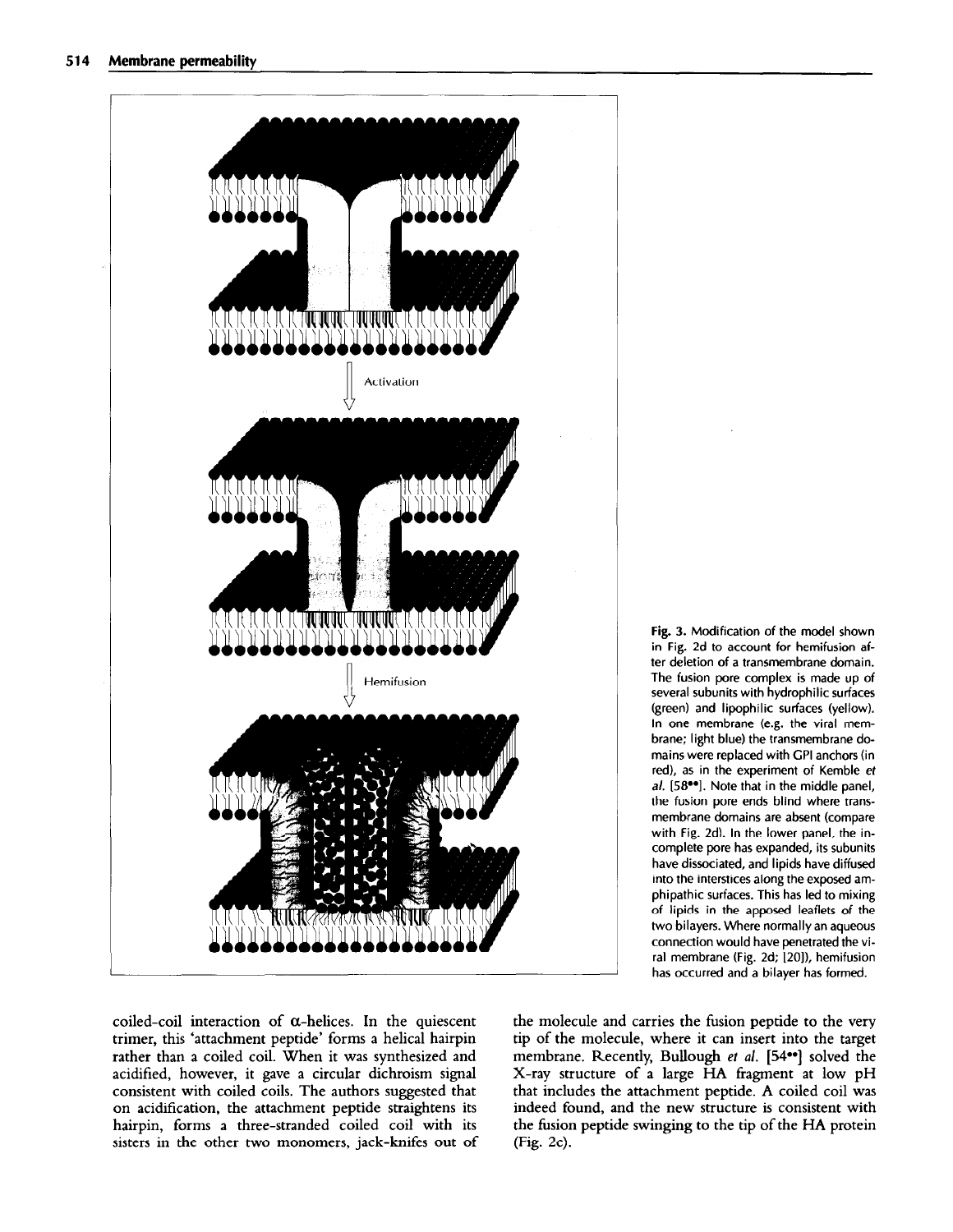Fig. 3. Modification of the model shown in Fig. 2d to account for hemifusion after deletion of a transmembrane domain. The fusion pore complex is made up of several subunits with hydrophilic surfaces (green) and lipophilic surfaces (yellow). In one membrane (e.g. the viral membrane; light blue) the transmembrane domains were replaced with GPI anchors (in red), as in the experiment of Kemble *et al.* [58••]. Note that in the middle panel, the fusion pore ends blind where transmembrane domains are absent (compare with Fig. 2d). In the lower panel, the incomplete pore has expanded, its subunits have dissociated, and lipids have diffused into the interstices along the exposed amphipathic surfaces. This has led to mixing of lipids in the apposed leaflets of the two bilayers. Where normally an aqueous connection would have penetrated the viral membrane (Fig. 2d; [20]), hemifusion has occurred and a bilayer has formed.

coiled-coil interaction of α-helices. In the quiescent trimer, this 'attachment peptide' forms a helical hairpin rather than a coiled coil. When it was synthesized and acidified, however, it gave a circular dichroism signal consistent with coiled coils. The authors suggested that on acidification, the attachment peptide straightens its hairpin, forms a three-stranded coiled coil with its sisters in the other two monomers, jack-knifes out of the molecule and carries the fusion peptide to the very tip of the molecule, where it can insert into the target membrane. Recently, Bullough *et al.* [54••] solved the X-ray structure of a large HA fragment at low pH that includes the attachment peptide. A coiled coil was indeed found, and the new structure is consistent with the fusion peptide swinging to the tip of the HA protein (Fig. 2c).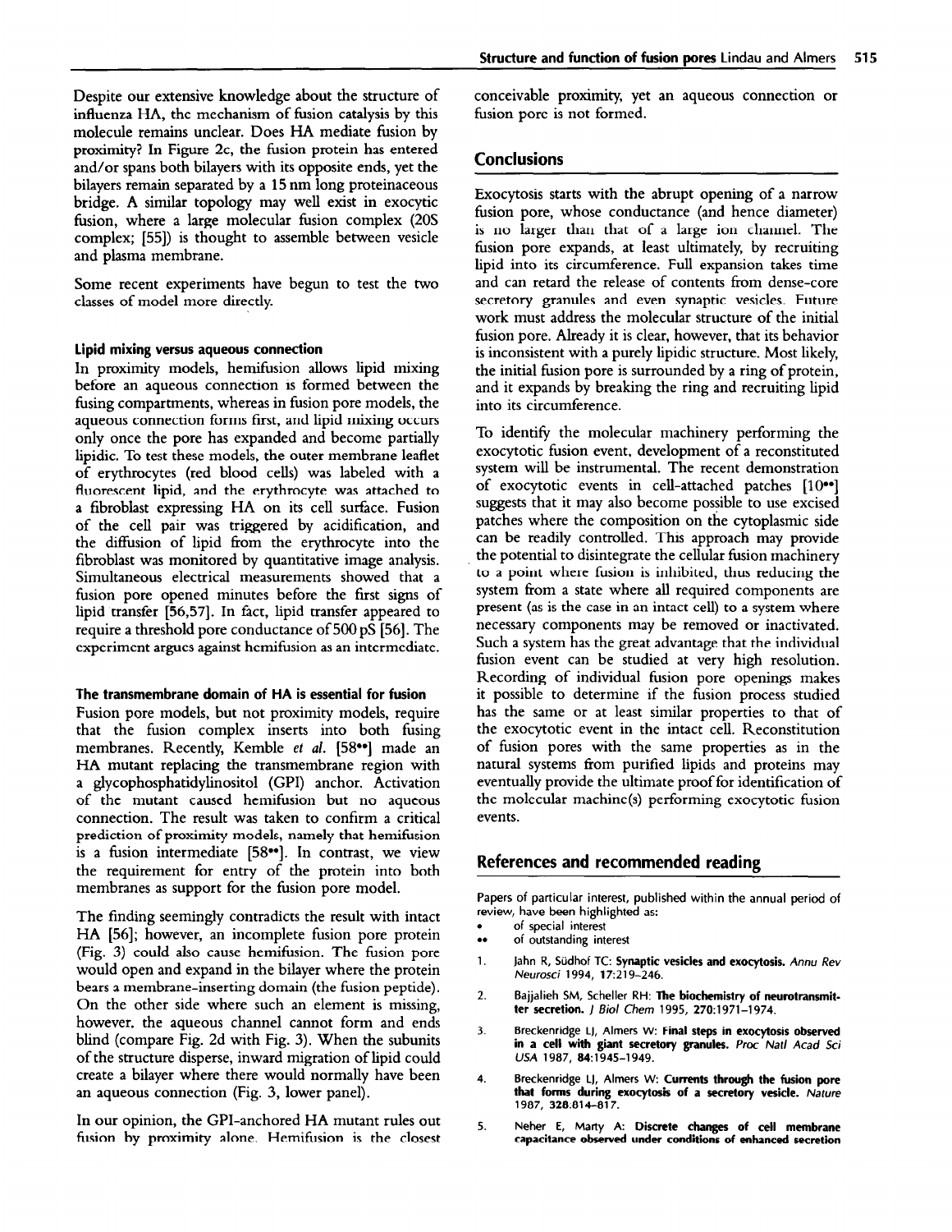Despite our extensive knowledge about the structure of influenza HA, the mechanism of fusion catalysis by this molecule remains unclear. Does HA mediate fusion by proximity? In Figure 2c, the fusion protein has entered and/or spans both bilayers with its opposite ends, yet the bilayers remain separated by a 15 nm long proteinaceous bridge. A similar topology may well exist in exocytic fusion, where a large molecular fusion complex (20S complex; [55]) is thought to assemble between vesicle and plasma membrane.

Some recent experiments have begun to test the two classes of model more directly.

### Lipid mixing versus aqueous connection

In proximity models, hemifusion allows lipid mixing before an aqueous connection is formed between the fusing compartments, whereas in fusion pore models, the aqueous connection forms first, and lipid mixing occurs only once the pore has expanded and become partially lipidic. To test these models, the outer membrane leaflet of erythrocytes (red blood cells) was labeled with a fluorescent lipid, and the erythrocyte was attached to a fibroblast expressing HA on its cell surface. Fusion of the cell pair was triggered by acidification, and the diffusion of lipid from the erythrocyte into the fibroblast was monitored by quantitative image analysis. Simultaneous electrical measurements showed that a fusion pore opened minutes before the first signs of lipid transfer [56,57]. In fact, lipid transfer appeared to require a threshold pore conductance of 500 pS [56]. The experiment argues against hemifusion as an intermediate.

### The transmembrane domain of HA is essential for fusion

Fusion pore models, but not proximity models, require that the fusion complex inserts into both fusing membranes. Recently, Kemble *et al.* [58••] made an HA mutant replacing the transmembrane region with a glycophosphatidylinositol (GPI) anchor. Activation of the mutant caused hemifusion but no aqueous connection. The result was taken to confirm a critical prediction of proximity models, namely that hemifusion is a fusion intermediate [58••]. In contrast, we view the requirement for entry of the protein into both membranes as support for the fusion pore model.

The finding seemingly contradicts the result with intact HA [56]; however, an incomplete fusion pore protein (Fig. 3) could also cause hemifusion. The fusion pore would open and expand in the bilayer where the protein bears a membrane-inserting domain (the fusion peptide). On the other side where such an element is missing, however, the aqueous channel cannot form and ends blind (compare Fig. 2d with Fig. 3). When the subunits of the structure disperse, inward migration of lipid could create a bilayer where there would normally have been an aqueous connection (Fig. 3, lower panel).

In our opinion, the GPI-anchored HA mutant rules out fusion by proximity alone. Hemifusion is the closest conceivable proximity, yet an aqueous connection or fusion pore is not formed.

## Conclusions

Exocytosis starts with the abrupt opening of a narrow fusion pore, whose conductance (and hence diameter) is no larger than that of a large ion channel. The fusion pore expands, at least ultimately, by recruiting lipid into its circumference. Full expansion takes time and can retard the release of contents from dense-core secretory granules and even synaptic vesicles. Future work must address the molecular structure of the initial fusion pore. Already it is clear, however, that its behavior is inconsistent with a purely lipidic structure. Most likely, the initial fusion pore is surrounded by a ring of protein, and it expands by breaking the ring and recruiting lipid into its circumference.

To identify the molecular machinery performing the exocytotic fusion event, development of a reconstituted system will be instrumental. The recent demonstration of exocytotic events in cell-attached patches [10••] suggests that it may also become possible to use excised patches where the composition on the cytoplasmic side can be readily controlled. This approach may provide the potential to disintegrate the cellular fusion machinery to a point where fusion is inhibited, thus reducing the system from a state where all required components are present (as is the case in an intact cell) to a system where necessary components may be removed or inactivated. Such a system has the great advantage that the individual fusion event can be studied at very high resolution. Recording of individual fusion pore openings makes it possible to determine if the fusion process studied has the same or at least similar properties to that of the exocytotic event in the intact cell. Reconstitution of fusion pores with the same properties as in the natural systems from purified lipids and proteins may eventually provide the ultimate proof for identification of the molecular machine(s) performing exocytotic fusion events.

## References and recommended reading

Papers of particular interest, published within the annual period of review, have been highlighted as:

- • of special interest
- •• of outstanding interest

1. Jahn R, Südhof TC: **Synaptic vesicles and exocytosis.** *Annu Rev Neurosci* 1994, **17**:219–246.
2. Bajjalieh SM, Scheller RH: **The biochemistry of neurotransmitter secretion.** *J Biol Chem* 1995, **270**:1971–1974.
3. Breckenridge LJ, Almers W: **Final steps in exocytosis observed in a cell with giant secretory granules.** *Proc Natl Acad Sci USA* 1987, **84**:1945–1949.
4. Breckenridge LJ, Almers W: **Currents through the fusion pore that forms during exocytosis of a secretory vesicle.** *Nature* 1987, **328**:814–817.
5. Neher E, Marty A: **Discrete changes of cell membrane capacitance observed under conditions of enhanced secretion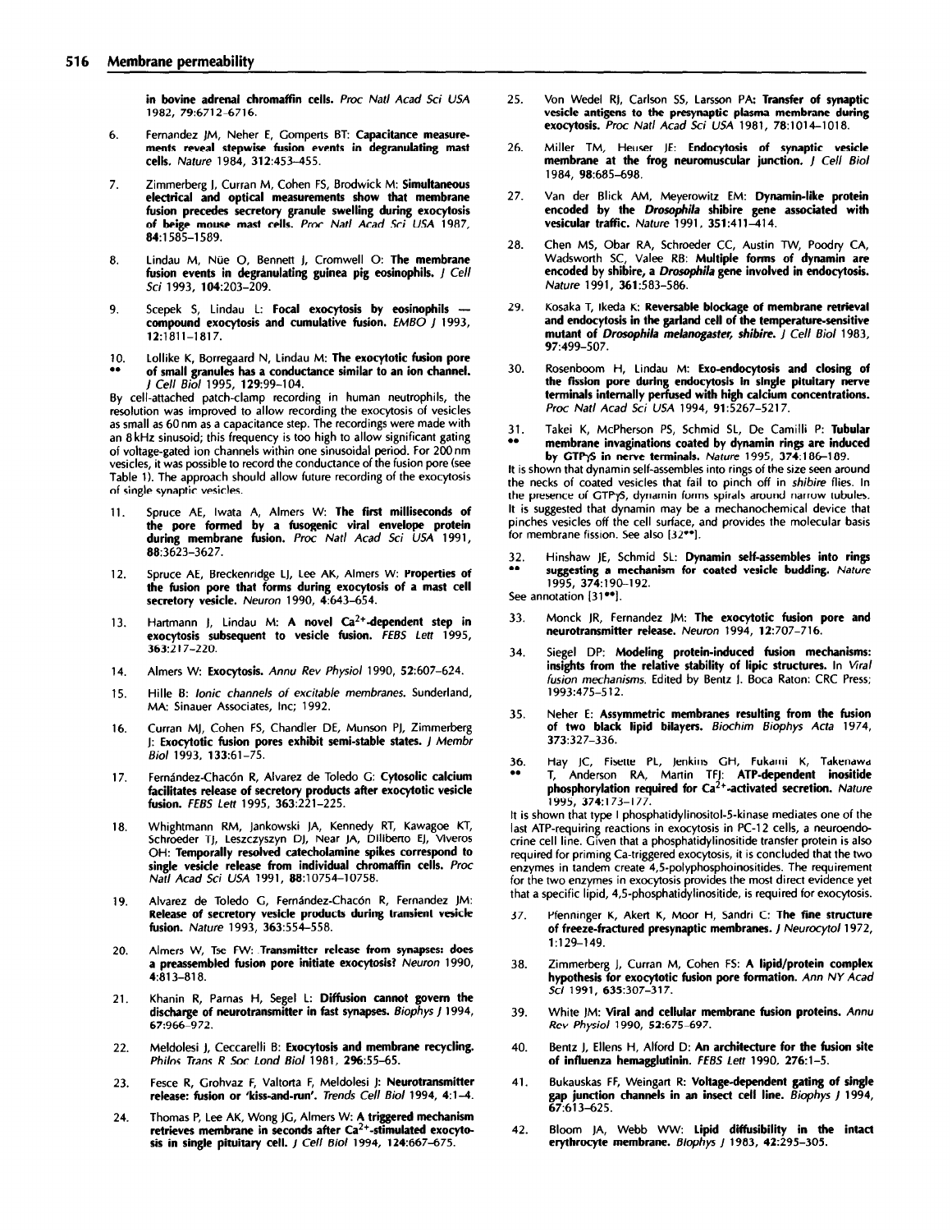in bovine adrenal chromaffin cells. *Proc Natl Acad Sci USA* 1982, 79:6712–6716.

6. Fernandez JM, Neher E, Gomperts BT: **Capacitance measurements reveal stepwise fusion events in degranulating mast cells.** *Nature* 1984, 312:453–455.

7. Zimmerberg J, Curran M, Cohen FS, Brodwick M: **Simultaneous electrical and optical measurements show that membrane fusion precedes secretory granule swelling during exocytosis of beige mouse mast cells.** *Proc Natl Acad Sci USA* 1987, 84:1585–1589.

8. Lindau M, Nüe O, Bennett J, Cromwell O: **The membrane fusion events in degranulating guinea pig eosinophils.** *J Cell Sci* 1993, 104:203–209.

9. Scepek S, Lindau L: **Focal exocytosis by eosinophils — compound exocytosis and cumulative fusion.** *EMBO J* 1993, 12:1811–1817.

10. •• Lollike K, Borregaard N, Lindau M: **The exocytotic fusion pore of small granules has a conductance similar to an ion channel.** *J Cell Biol* 1995, 129:99–104.

By cell-attached patch-clamp recording in human neutrophils, the resolution was improved to allow recording the exocytosis of vesicles as small as 60 nm as a capacitance step. The recordings were made with an 8 kHz sinusoid; this frequency is too high to allow significant gating of voltage-gated ion channels within one sinusoidal period. For 200 nm vesicles, it was possible to record the conductance of the fusion pore (see Table 1). The approach should allow future recording of the exocytosis of single synaptic vesicles.

11. Spruce AE, Iwata A, Almers W: **The first milliseconds of the pore formed by a fusogenic viral envelope protein during membrane fusion.** *Proc Natl Acad Sci USA* 1991, 88:3623–3627.

12. Spruce AE, Breckenridge LJ, Lee AK, Almers W: **Properties of the fusion pore that forms during exocytosis of a mast cell secretory vesicle.** *Neuron* 1990, 4:643–654.

13. Hartmann J, Lindau M: **A novel $Ca^{2+}$-dependent step in exocytosis subsequent to vesicle fusion.** *FEBS Lett* 1995, 363:217–220.

14. Almers W: **Exocytosis.** *Annu Rev Physiol* 1990, 52:607–624.

15. Hille B: *Ionic channels of excitable membranes.* Sunderland, MA: Sinauer Associates, Inc; 1992.

16. Curran MJ, Cohen FS, Chandler DE, Munson PJ, Zimmerberg J: **Exocytotic fusion pores exhibit semi-stable states.** *J Membr Biol* 1993, 133:61–75.

17. Fernández-Chacón R, Alvarez de Toledo G: **Cytosolic calcium facilitates release of secretory products after exocytotic vesicle fusion.** *FEBS Lett* 1995, 363:221–225.

18. Whightmann RM, Jankowski JA, Kennedy RT, Kawagoe KT, Schroeder TJ, Leszczyszyn DJ, Near JA, Dilberto EJ, Viveros OH: **Temporally resolved catecholamine spikes correspond to single vesicle release from individual chromaffin cells.** *Proc Natl Acad Sci USA* 1991, 88:10754–10758.

19. Alvarez de Toledo G, Fernández-Chacón R, Fernandez JM: **Release of secretory vesicle products during transient vesicle fusion.** *Nature* 1993, 363:554–558.

20. Almers W, Tse FW: **Transmitter release from synapses: does a preassembled fusion pore initiate exocytosis?** *Neuron* 1990, 4:813–818.

21. Khanin R, Parnas H, Segel L: **Diffusion cannot govern the discharge of neurotransmitter in fast synapses.** *Biophys J* 1994, 67:966–972.

22. Meldolesi J, Ceccarelli B: **Exocytosis and membrane recycling.** *Philos Trans R Soc Lond Biol* 1981, 296:55–65.

23. Fesce R, Grohvaz F, Valtorta F, Meldolesi J: **Neurotransmitter release: fusion or 'kiss-and-run'.** *Trends Cell Biol* 1994, 4:1–4.

24. Thomas P, Lee AK, Wong JG, Almers W: **A triggered mechanism retrieves membrane in seconds after $Ca^{2+}$-stimulated exocytosis in single pituitary cell.** *J Cell Biol* 1994, 124:667–675.

25. Von Wedel RJ, Carlson SS, Larsson PA: **Transfer of synaptic vesicle antigens to the presynaptic plasma membrane during exocytosis.** *Proc Natl Acad Sci USA* 1981, 78:1014–1018.

26. Miller TM, Heuser JE: **Endocytosis of synaptic vesicle membrane at the frog neuromuscular junction.** *J Cell Biol* 1984, 98:685–698.

27. Van der Blick AM, Meyerowitz EM: **Dynamin-like protein encoded by the *Drosophila* shibire gene associated with vesicular traffic.** *Nature* 1991, 351:411–414.

28. Chen MS, Obar RA, Schroeder CC, Austin TW, Poodry CA, Wadsworth SC, Valee RB: **Multiple forms of dynamin are encoded by shibire, a *Drosophila* gene involved in endocytosis.** *Nature* 1991, 361:583–586.

29. Kosaka T, Ikeda K: **Reversable blockage of membrane retrieval and endocytosis in the garland cell of the temperature-sensitive mutant of *Drosophila melanogaster, shibire*.** *J Cell Biol* 1983, 97:499–507.

30. Rosenboom H, Lindau M: **Exo-endocytosis and closing of the fission pore during endocytosis in single pituitary nerve terminals internally perfused with high calcium concentrations.** *Proc Natl Acad Sci USA* 1994, 91:5267–5217.

31. •• Takei K, McPherson PS, Schmid SL, De Camilli P: **Tubular membrane invaginations coated by dynamin rings are induced by GTPγS in nerve terminals.** *Nature* 1995, 374:186–189.

It is shown that dynamin self-assembles into rings of the size seen around the necks of coated vesicles that fail to pinch off in *shibire* flies. In the presence of GTPγS, dynamin forms spirals around narrow tubules. It is suggested that dynamin may be a mechanochemical device that pinches vesicles off the cell surface, and provides the molecular basis for membrane fission. See also [32••].

32. •• Hinshaw JE, Schmid SL: **Dynamin self-assembles into rings suggesting a mechanism for coated vesicle budding.** *Nature* 1995, 374:190–192.

See annotation [31••].

33. Monck JR, Fernandez JM: **The exocytotic fusion pore and neurotransmitter release.** *Neuron* 1994, 12:707–716.

34. Siegel DP: **Modeling protein-induced fusion mechanisms: insights from the relative stability of lipic structures.** In *Viral fusion mechanisms.* Edited by Bentz J. Boca Raton: CRC Press; 1993:475–512.

35. Neher E: **Assymmetric membranes resulting from the fusion of two black lipid bilayers.** *Biochim Biophys Acta* 1974, 373:327–336.

36. •• Hay JC, Fisette PL, Jenkins GH, Fukami K, Takenawa T, Anderson RA, Martin TFJ: **ATP-dependent inositide phosphorylation required for $Ca^{2+}$-activated secretion.** *Nature* 1995, 374:173–177.

It is shown that type I phosphatidylinositol-5-kinase mediates one of the last ATP-requiring reactions in exocytosis in PC-12 cells, a neuroendocrine cell line. Given that a phosphatidylinositide transfer protein is also required for priming Ca-triggered exocytosis, it is concluded that the two enzymes in tandem create 4,5-polyphosphoinositides. The requirement for the two enzymes in exocytosis provides the most direct evidence yet that a specific lipid, 4,5-phosphatidylinositide, is required for exocytosis.

37. Pfenninger K, Akert K, Moor H, Sandri C: **The fine structure of freeze-fractured presynaptic membranes.** *J Neurocytol* 1972, 1:129–149.

38. Zimmerberg J, Curran M, Cohen FS: **A lipid/protein complex hypothesis for exocytotic fusion pore formation.** *Ann NY Acad Sci* 1991, 635:307–317.

39. White JM: **Viral and cellular membrane fusion proteins.** *Annu Rev Physiol* 1990, 52:675–697.

40. Bentz J, Ellens H, Alford D: **An architecture for the fusion site of influenza hemagglutinin.** *FEBS Lett* 1990, 276:1–5.

41. Bukauskas FF, Weingart R: **Voltage-dependent gating of single gap junction channels in an insect cell line.** *Biophys J* 1994, 67:613–625.

42. Bloom JA, Webb WW: **Lipid diffusibility in the intact erythrocyte membrane.** *Biophys J* 1983, 42:295–305.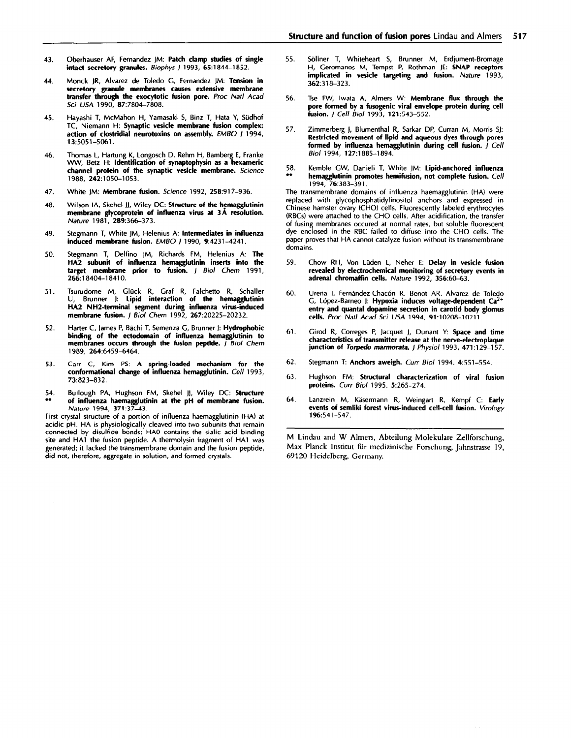43. Oberhauser AF, Fernandez JM: **Patch clamp studies of single intact secretory granules.** *Biophys J* 1993, **65**:1844–1852.

44. Monck JR, Alvarez de Toledo G, Fernandez JM: **Tension in secretory granule membranes causes extensive membrane transfer through the exocytotic fusion pore.** *Proc Natl Acad Sci USA* 1990, **87**:7804–7808.

45. Hayashi T, McMahon H, Yamasaki S, Binz T, Hata Y, Südhof TC, Niemann H: **Synaptic vesicle membrane fusion complex: action of clostridial neurotoxins on assembly.** *EMBO J* 1994, **13**:5051–5061.

46. Thomas L, Hartung K, Longosch D, Rehm H, Bamberg E, Franke WW, Betz H: **Identification of synaptophysin as a hexameric channel protein of the synaptic vesicle membrane.** *Science* 1988, **242**:1050–1053.

47. White JM: **Membrane fusion.** *Science* 1992, **258**:917–936.

48. Wilson IA, Skehel JJ, Wiley DC: **Structure of the hemagglutinin membrane glycoprotein of influenza virus at 3 Å resolution.** *Nature* 1981, **289**:366–373.

49. Stegmann T, White JM, Helenius A: **Intermediates in influenza induced membrane fusion.** *EMBO J* 1990, **9**:4231–4241.

50. Stegmann T, Delfino JM, Richards FM, Helenius A: **The HA2 subunit of influenza hemagglutinin inserts into the target membrane prior to fusion.** *J Biol Chem* 1991, **266**:18404–18410.

51. Tsurudome M, Glück R, Graf R, Falchetto R, Schaller U, Brunner J: **Lipid interaction of the hemagglutinin HA2 NH2-terminal segment during influenza virus-induced membrane fusion.** *J Biol Chem* 1992, **267**:20225–20232.

52. Harter C, James P, Bächi T, Semenza G, Brunner J: **Hydrophobic binding of the ectodomain of influenza hemagglutinin to membranes occurs through the fusion peptide.** *J Biol Chem* 1989, **264**:6459–6464.

53. Carr C, Kim PS: **A spring-loaded mechanism for the conformational change of influenza hemagglutinin.** *Cell* 1993, **73**:823–832.

54. •• Bullough PA, Hughson FM, Skehel JJ, Wiley DC: **Structure of influenza haemagglutinin at the pH of membrane fusion.** *Nature* 1994, **371**:37–43.

First crystal structure of a portion of influenza haemagglutinin (HA) at acidic pH. HA is physiologically cleaved into two subunits that remain connected by disulfide bonds; HA0 contains the sialic acid binding site and HA1 the fusion peptide. A thermolysin fragment of HA1 was generated; it lacked the transmembrane domain and the fusion peptide, did not, therefore, aggregate in solution, and formed crystals.

55. Söllner T, Whiteheart S, Brunner M, Erdjument-Bromage H, Geromanos M, Tempst P, Rothman JE: **SNAP receptors implicated in vesicle targeting and fusion.** *Nature* 1993, **362**:318–323.

56. Tse FW, Iwata A, Almers W: **Membrane flux through the pore formed by a fusogenic viral envelope protein during cell fusion.** *J Cell Biol* 1993, **121**:543–552.

57. Zimmerberg J, Blumenthal R, Sarkar DP, Curran M, Morris SJ: **Restricted movement of lipid and aqueous dyes through pores formed by influenza hemagglutinin during cell fusion.** *J Cell Biol* 1994, **127**:1885–1894.

58. •• Kemble GW, Danieli T, White JM: **Lipid-anchored influenza hemagglutinin promotes hemifusion, not complete fusion.** *Cell* 1994, **76**:383–391.

The transmembrane domains of influenza haemagglutinin (HA) were replaced with glycophosphatidylinositol anchors and expressed in Chinese hamster ovary (CHO) cells. Fluorescently labeled erythrocytes (RBCs) were attached to the CHO cells. After acidification, the transfer of fusing membranes occured at normal rates, but soluble fluorescent dye enclosed in the RBC failed to diffuse into the CHO cells. The paper proves that HA cannot catalyze fusion without its transmembrane domains.

59. Chow RH, Von Lüden L, Neher E: **Delay in vesicle fusion revealed by electrochemical monitoring of secretory events in adrenal chromaffin cells.** *Nature* 1992, **356**:60–63.

60. Ureña J, Fernández-Chacón R, Benot AR, Alvarez de Toledo G, López-Barneo J: **Hypoxia induces voltage-dependent $Ca^{2+}$ entry and quantal dopamine secretion in carotid body glomus cells.** *Proc Natl Acad Sci USA* 1994, **91**:10208–10211.

61. Girod R, Correges P, Jacquet J, Dunant Y: **Space and time characteristics of transmitter release at the nerve-electroplaque junction of *Torpedo marmorata*.** *J Physiol* 1993, **471**:129–157.

62. Stegmann T: **Anchors aweigh.** *Curr Biol* 1994, **4**:551–554.

63. Hughson FM: **Structural characterization of viral fusion proteins.** *Curr Biol* 1995, **5**:265–274.

64. Lanzrein M, Käsermann R, Weingart R, Kempf C: **Early events of semliki forest virus-induced cell-cell fusion.** *Virology* **196**:541–547.

---

M Lindau and W Almers, Abteilung Molekulare Zellforschung, Max Planck Institut für medizinische Forschung, Jahnstrasse 19, 69120 Heidelberg, Germany.